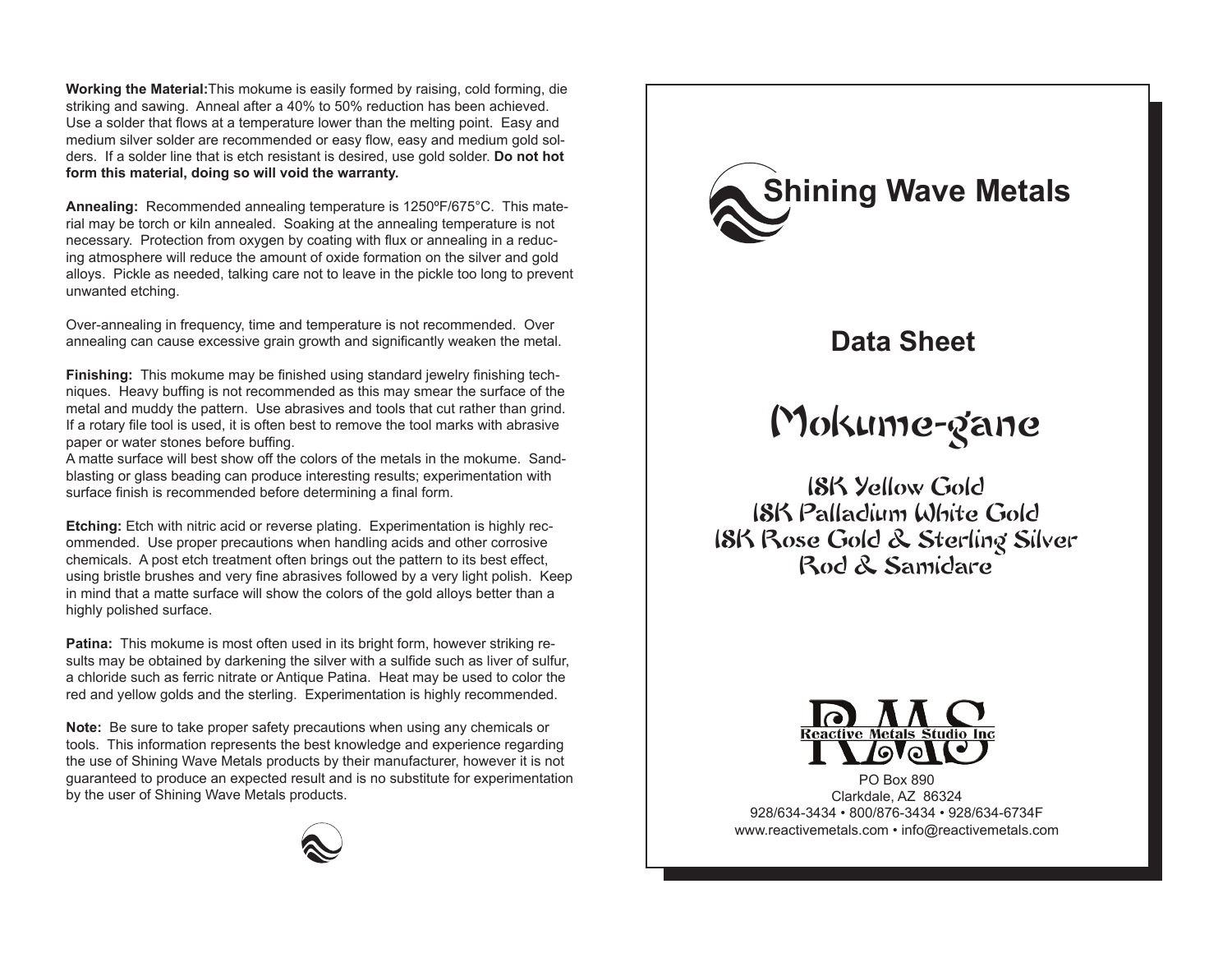**Working the Material:** This mokume is easily formed by raising, cold forming, die striking and sawing. Anneal after a 40% to 50% reduction has been achieved. Use a solder that flows at a temperature lower than the melting point. Easy and medium silver solder are recommended or easy flow, easy and medium gold solders. If a solder line that is etch resistant is desired, use gold solder. **Do not hot form this material, doing so will void the warranty.**

**Annealing:** Recommended annealing temperature is 1250ºF/675°C. This material may be torch or kiln annealed. Soaking at the annealing temperature is not necessary. Protection from oxygen by coating with flux or annealing in a reducing atmosphere will reduce the amount of oxide formation on the silver and gold alloys. Pickle as needed, talking care not to leave in the pickle too long to prevent unwanted etching.

Over-annealing in frequency, time and temperature is not recommended. Over annealing can cause excessive grain growth and significantly weaken the metal.

**Finishing:** This mokume may be finished using standard jewelry finishing techniques. Heavy buffing is not recommended as this may smear the surface of the metal and muddy the pattern. Use abrasives and tools that cut rather than grind. If a rotary file tool is used, it is often best to remove the tool marks with abrasive paper or water stones before buffing.
A matte surface will best show off the colors of the metals in the mokume. Sandblasting or glass beading can produce interesting results; experimentation with surface finish is recommended before determining a final form.

**Etching:** Etch with nitric acid or reverse plating. Experimentation is highly recommended. Use proper precautions when handling acids and other corrosive chemicals. A post etch treatment often brings out the pattern to its best effect, using bristle brushes and very fine abrasives followed by a very light polish. Keep in mind that a matte surface will show the colors of the gold alloys better than a highly polished surface.

**Patina:** This mokume is most often used in its bright form, however striking results may be obtained by darkening the silver with a sulfide such as liver of sulfur, a chloride such as ferric nitrate or Antique Patina. Heat may be used to color the red and yellow golds and the sterling. Experimentation is highly recommended.

**Note:** Be sure to take proper safety precautions when using any chemicals or tools. This information represents the best knowledge and experience regarding the use of Shining Wave Metals products by their manufacturer, however it is not guaranteed to produce an expected result and is no substitute for experimentation by the user of Shining Wave Metals products.

# Shining Wave Metals

## Data Sheet

# Mokume-gane

### 18K Yellow Gold
### 18K Palladium White Gold
### 18K Rose Gold & Sterling Silver
### Rod & Samidare

RMS
Reactive Metals Studio Inc

PO Box 890
Clarkdale, AZ 86324
928/634-3434 • 800/876-3434 • 928/634-6734F
www.reactivemetals.com • info@reactivemetals.com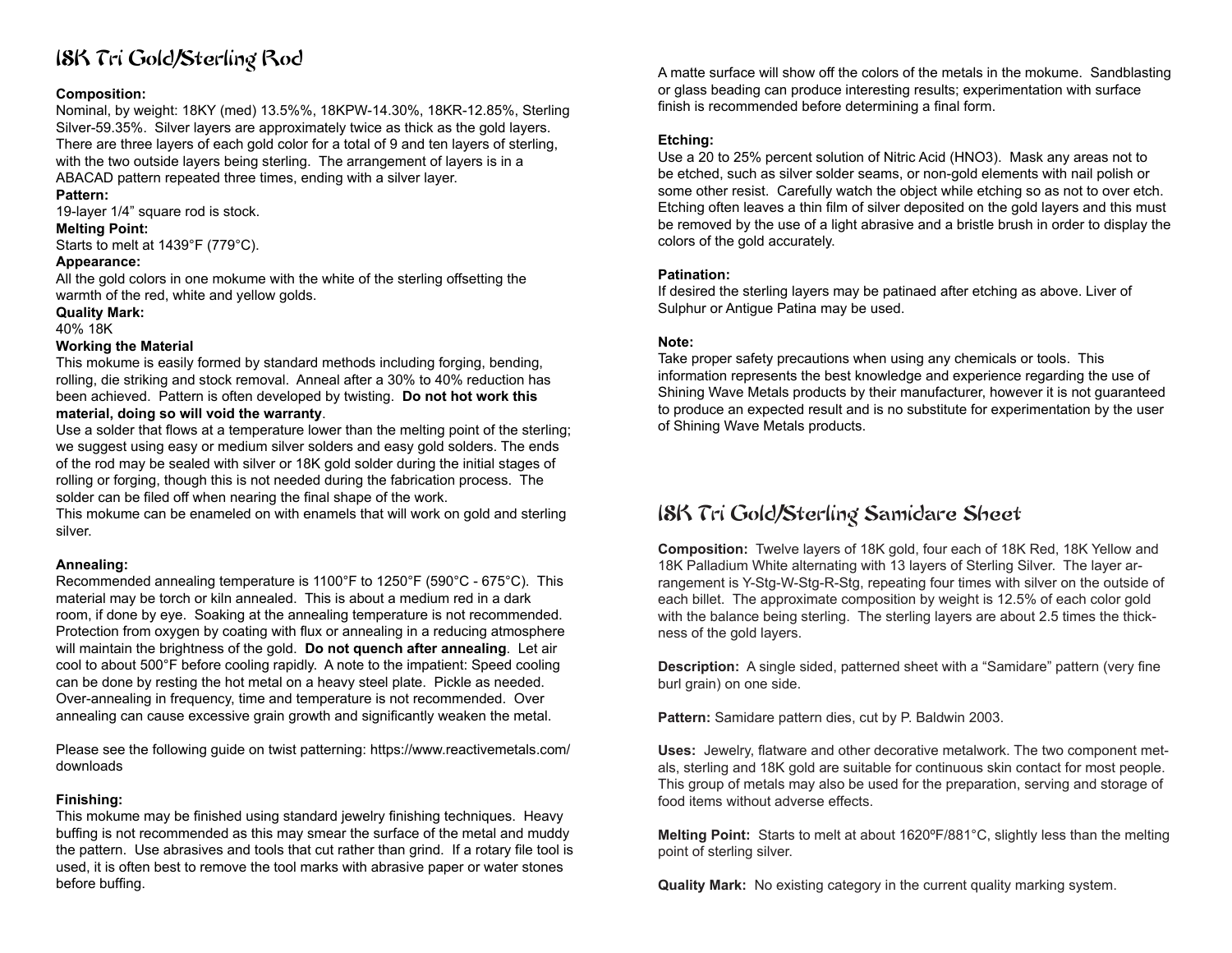## 18K Tri Gold/Sterling Rod

**Composition:**
Nominal, by weight: 18KY (med) 13.5%%, 18KPW-14.30%, 18KR-12.85%, Sterling Silver-59.35%. Silver layers are approximately twice as thick as the gold layers. There are three layers of each gold color for a total of 9 and ten layers of sterling, with the two outside layers being sterling. The arrangement of layers is in a ABACAD pattern repeated three times, ending with a silver layer.

**Pattern:**
19-layer 1/4" square rod is stock.

**Melting Point:**
Starts to melt at 1439°F (779°C).

**Appearance:**
All the gold colors in one mokume with the white of the sterling offsetting the warmth of the red, white and yellow golds.

**Quality Mark:**
40% 18K

**Working the Material**
This mokume is easily formed by standard methods including forging, bending, rolling, die striking and stock removal. Anneal after a 30% to 40% reduction has been achieved. Pattern is often developed by twisting. **Do not hot work this material, doing so will void the warranty**.
Use a solder that flows at a temperature lower than the melting point of the sterling; we suggest using easy or medium silver solders and easy gold solders. The ends of the rod may be sealed with silver or 18K gold solder during the initial stages of rolling or forging, though this is not needed during the fabrication process. The solder can be filed off when nearing the final shape of the work.
This mokume can be enameled on with enamels that will work on gold and sterling silver.

**Annealing:**
Recommended annealing temperature is 1100°F to 1250°F (590°C - 675°C). This material may be torch or kiln annealed. This is about a medium red in a dark room, if done by eye. Soaking at the annealing temperature is not recommended. Protection from oxygen by coating with flux or annealing in a reducing atmosphere will maintain the brightness of the gold. **Do not quench after annealing**. Let air cool to about 500°F before cooling rapidly. A note to the impatient: Speed cooling can be done by resting the hot metal on a heavy steel plate. Pickle as needed. Over-annealing in frequency, time and temperature is not recommended. Over annealing can cause excessive grain growth and significantly weaken the metal.

Please see the following guide on twist patterning: https://www.reactivemetals.com/downloads

**Finishing:**
This mokume may be finished using standard jewelry finishing techniques. Heavy buffing is not recommended as this may smear the surface of the metal and muddy the pattern. Use abrasives and tools that cut rather than grind. If a rotary file tool is used, it is often best to remove the tool marks with abrasive paper or water stones before buffing.

A matte surface will show off the colors of the metals in the mokume. Sandblasting or glass beading can produce interesting results; experimentation with surface finish is recommended before determining a final form.

**Etching:**
Use a 20 to 25% percent solution of Nitric Acid ($HNO_3$). Mask any areas not to be etched, such as silver solder seams, or non-gold elements with nail polish or some other resist. Carefully watch the object while etching so as not to over etch. Etching often leaves a thin film of silver deposited on the gold layers and this must be removed by the use of a light abrasive and a bristle brush in order to display the colors of the gold accurately.

**Patination:**
If desired the sterling layers may be patinaed after etching as above. Liver of Sulphur or Antigue Patina may be used.

**Note:**
Take proper safety precautions when using any chemicals or tools. This information represents the best knowledge and experience regarding the use of Shining Wave Metals products by their manufacturer, however it is not guaranteed to produce an expected result and is no substitute for experimentation by the user of Shining Wave Metals products.

## 18K Tri Gold/Sterling Samidare Sheet

**Composition:** Twelve layers of 18K gold, four each of 18K Red, 18K Yellow and 18K Palladium White alternating with 13 layers of Sterling Silver. The layer arrangement is Y-Stg-W-Stg-R-Stg, repeating four times with silver on the outside of each billet. The approximate composition by weight is 12.5% of each color gold with the balance being sterling. The sterling layers are about 2.5 times the thickness of the gold layers.

**Description:** A single sided, patterned sheet with a "Samidare" pattern (very fine burl grain) on one side.

**Pattern:** Samidare pattern dies, cut by P. Baldwin 2003.

**Uses:** Jewelry, flatware and other decorative metalwork. The two component metals, sterling and 18K gold are suitable for continuous skin contact for most people. This group of metals may also be used for the preparation, serving and storage of food items without adverse effects.

**Melting Point:** Starts to melt at about 1620ºF/881°C, slightly less than the melting point of sterling silver.

**Quality Mark:** No existing category in the current quality marking system.